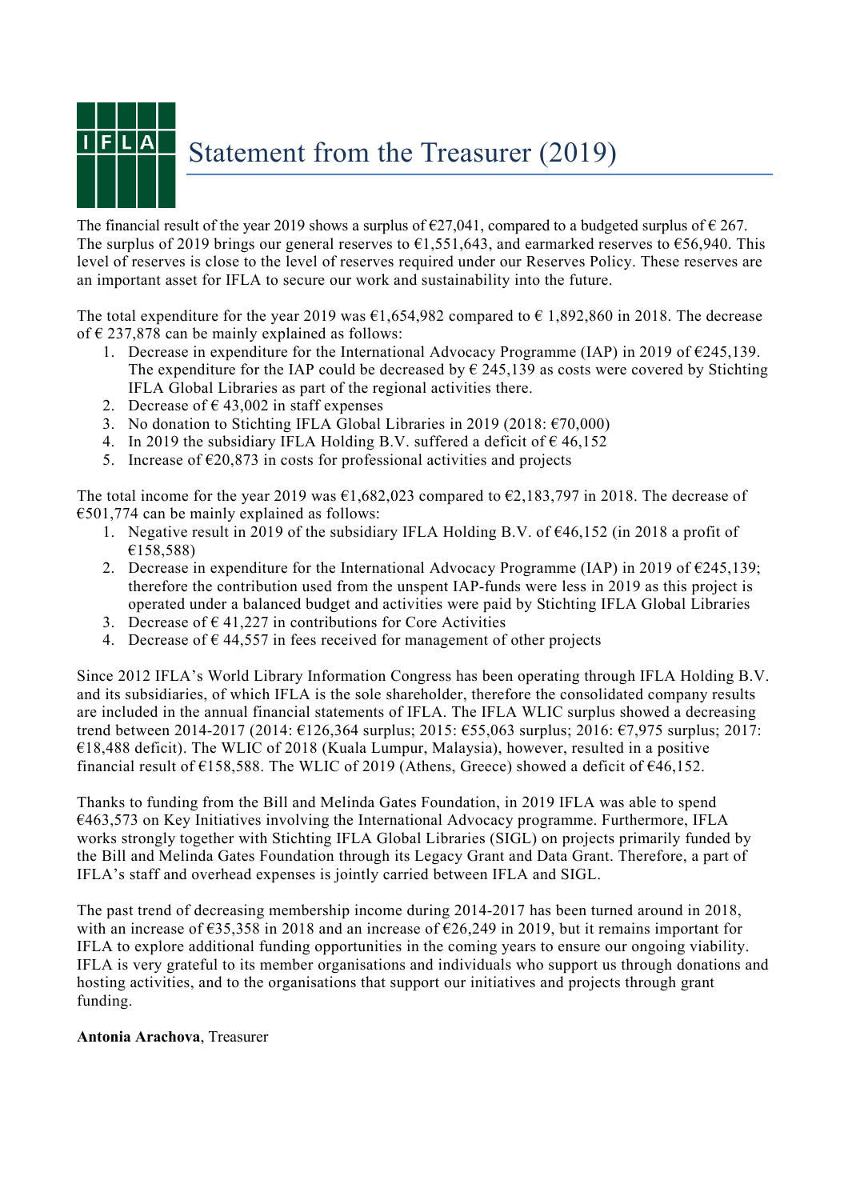# Statement from the Treasurer (2019)

The financial result of the year 2019 shows a surplus of €27,041, compared to a budgeted surplus of € 267. The surplus of 2019 brings our general reserves to €1,551,643, and earmarked reserves to €56,940. This level of reserves is close to the level of reserves required under our Reserves Policy. These reserves are an important asset for IFLA to secure our work and sustainability into the future.

The total expenditure for the year 2019 was €1,654,982 compared to € 1,892,860 in 2018. The decrease of € 237,878 can be mainly explained as follows:

1. Decrease in expenditure for the International Advocacy Programme (IAP) in 2019 of €245,139. The expenditure for the IAP could be decreased by € 245,139 as costs were covered by Stichting IFLA Global Libraries as part of the regional activities there.
2. Decrease of € 43,002 in staff expenses
3. No donation to Stichting IFLA Global Libraries in 2019 (2018: €70,000)
4. In 2019 the subsidiary IFLA Holding B.V. suffered a deficit of € 46,152
5. Increase of €20,873 in costs for professional activities and projects

The total income for the year 2019 was €1,682,023 compared to €2,183,797 in 2018. The decrease of €501,774 can be mainly explained as follows:

1. Negative result in 2019 of the subsidiary IFLA Holding B.V. of €46,152 (in 2018 a profit of €158,588)
2. Decrease in expenditure for the International Advocacy Programme (IAP) in 2019 of €245,139; therefore the contribution used from the unspent IAP-funds were less in 2019 as this project is operated under a balanced budget and activities were paid by Stichting IFLA Global Libraries
3. Decrease of € 41,227 in contributions for Core Activities
4. Decrease of € 44,557 in fees received for management of other projects

Since 2012 IFLA's World Library Information Congress has been operating through IFLA Holding B.V. and its subsidiaries, of which IFLA is the sole shareholder, therefore the consolidated company results are included in the annual financial statements of IFLA. The IFLA WLIC surplus showed a decreasing trend between 2014-2017 (2014: €126,364 surplus; 2015: €55,063 surplus; 2016: €7,975 surplus; 2017: €18,488 deficit). The WLIC of 2018 (Kuala Lumpur, Malaysia), however, resulted in a positive financial result of €158,588. The WLIC of 2019 (Athens, Greece) showed a deficit of €46,152.

Thanks to funding from the Bill and Melinda Gates Foundation, in 2019 IFLA was able to spend €463,573 on Key Initiatives involving the International Advocacy programme. Furthermore, IFLA works strongly together with Stichting IFLA Global Libraries (SIGL) on projects primarily funded by the Bill and Melinda Gates Foundation through its Legacy Grant and Data Grant. Therefore, a part of IFLA's staff and overhead expenses is jointly carried between IFLA and SIGL.

The past trend of decreasing membership income during 2014-2017 has been turned around in 2018, with an increase of €35,358 in 2018 and an increase of €26,249 in 2019, but it remains important for IFLA to explore additional funding opportunities in the coming years to ensure our ongoing viability. IFLA is very grateful to its member organisations and individuals who support us through donations and hosting activities, and to the organisations that support our initiatives and projects through grant funding.

**Antonia Arachova**, Treasurer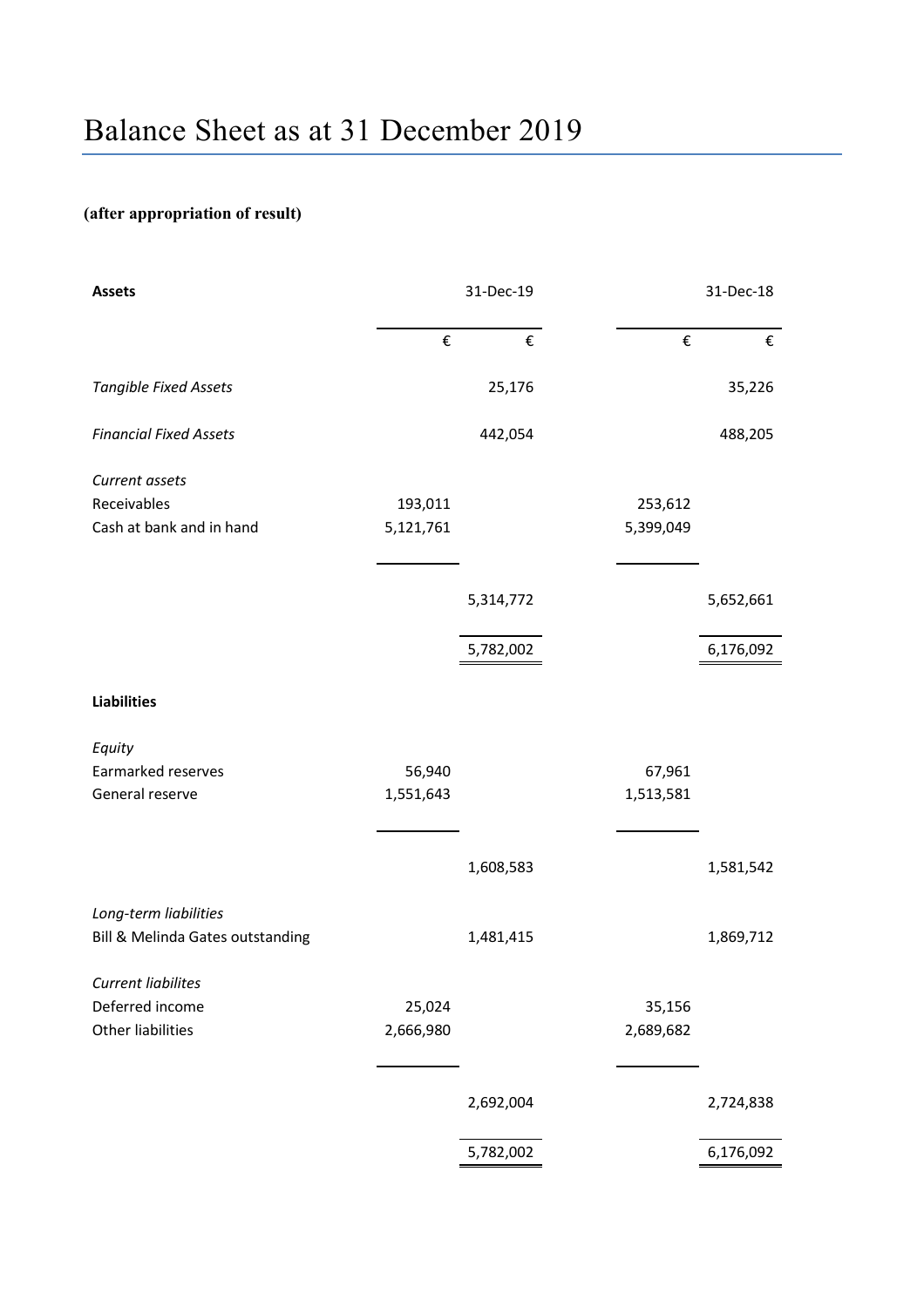# Balance Sheet as at 31 December 2019

**(after appropriation of result)**

| **Assets** | 31-Dec-19 | | 31-Dec-18 | |
|---|---|---|---|---|
| | € | € | € | € |
| *Tangible Fixed Assets* | | 25,176 | | 35,226 |
| *Financial Fixed Assets* | | 442,054 | | 488,205 |
| *Current assets* | | | | |
| Receivables | 193,011 | | 253,612 | |
| Cash at bank and in hand | 5,121,761 | | 5,399,049 | |
| | | 5,314,772 | | 5,652,661 |
| | | 5,782,002 | | 6,176,092 |
| **Liabilities** | | | | |
| *Equity* | | | | |
| Earmarked reserves | 56,940 | | 67,961 | |
| General reserve | 1,551,643 | | 1,513,581 | |
| | | 1,608,583 | | 1,581,542 |
| *Long-term liabilities* | | | | |
| Bill & Melinda Gates outstanding | | 1,481,415 | | 1,869,712 |
| *Current liabilites* | | | | |
| Deferred income | 25,024 | | 35,156 | |
| Other liabilities | 2,666,980 | | 2,689,682 | |
| | | 2,692,004 | | 2,724,838 |
| | | 5,782,002 | | 6,176,092 |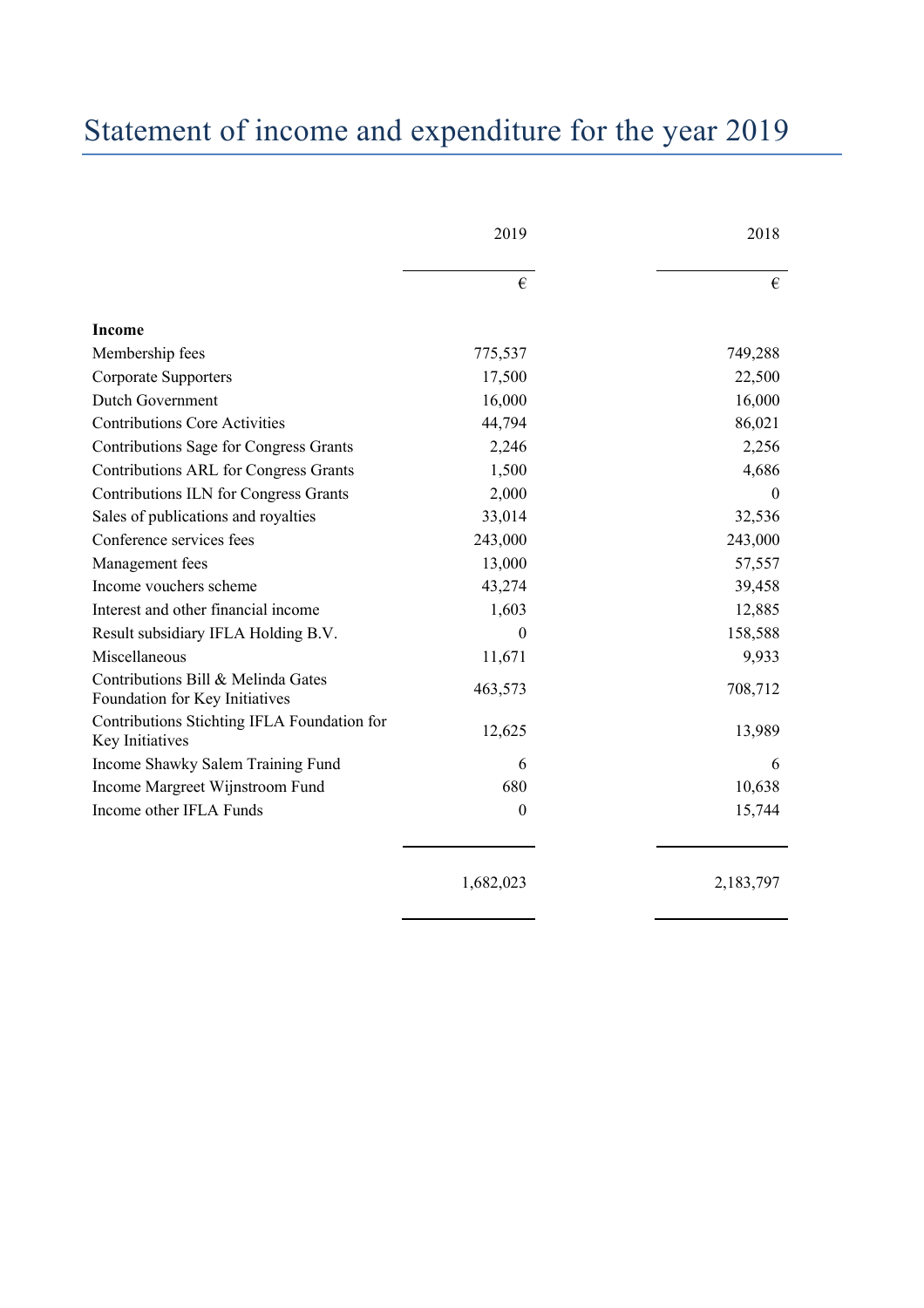# Statement of income and expenditure for the year 2019

| | 2019 | 2018 |
|---|---|---|
| | € | € |
| **Income** | | |
| Membership fees | 775,537 | 749,288 |
| Corporate Supporters | 17,500 | 22,500 |
| Dutch Government | 16,000 | 16,000 |
| Contributions Core Activities | 44,794 | 86,021 |
| Contributions Sage for Congress Grants | 2,246 | 2,256 |
| Contributions ARL for Congress Grants | 1,500 | 4,686 |
| Contributions ILN for Congress Grants | 2,000 | 0 |
| Sales of publications and royalties | 33,014 | 32,536 |
| Conference services fees | 243,000 | 243,000 |
| Management fees | 13,000 | 57,557 |
| Income vouchers scheme | 43,274 | 39,458 |
| Interest and other financial income | 1,603 | 12,885 |
| Result subsidiary IFLA Holding B.V. | 0 | 158,588 |
| Miscellaneous | 11,671 | 9,933 |
| Contributions Bill & Melinda Gates Foundation for Key Initiatives | 463,573 | 708,712 |
| Contributions Stichting IFLA Foundation for Key Initiatives | 12,625 | 13,989 |
| Income Shawky Salem Training Fund | 6 | 6 |
| Income Margreet Wijnstroom Fund | 680 | 10,638 |
| Income other IFLA Funds | 0 | 15,744 |
| | 1,682,023 | 2,183,797 |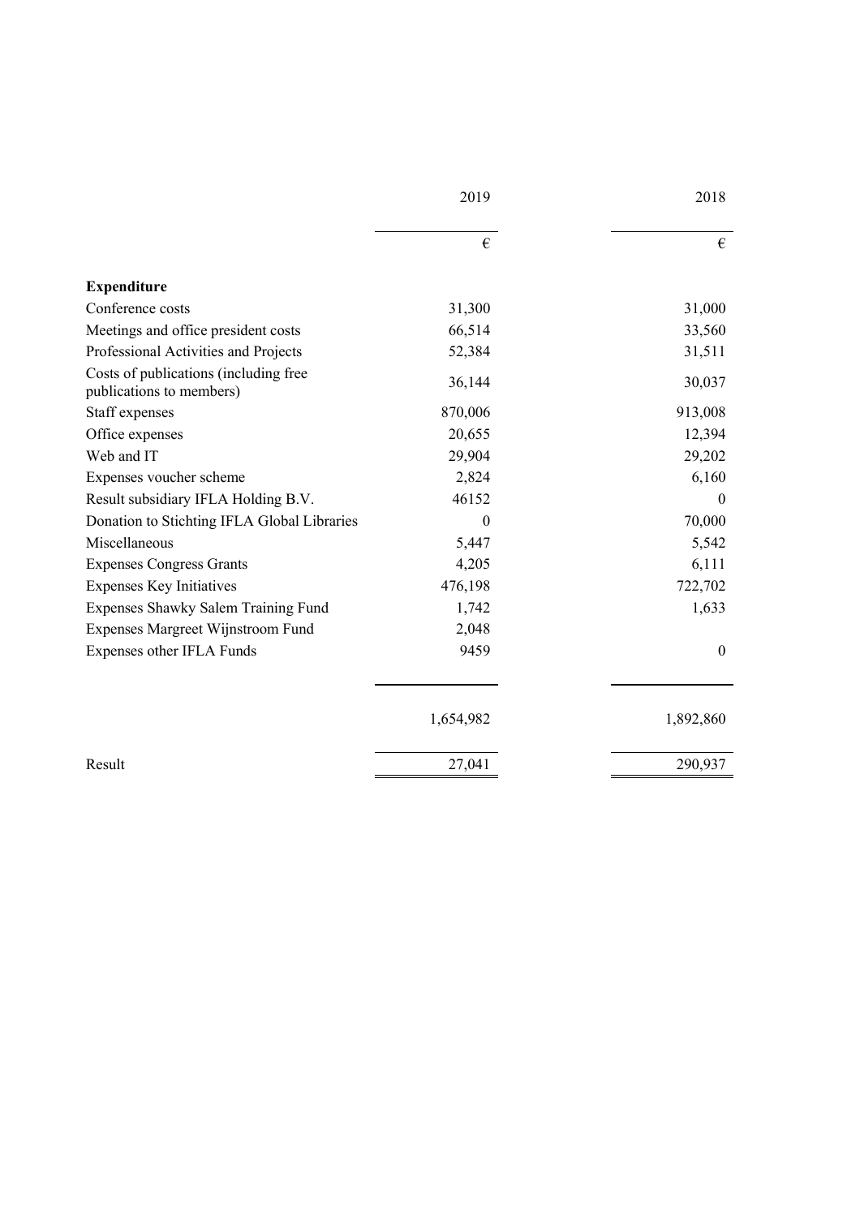| | 2019 | 2018 |
|---|---|---|
| | € | € |
| **Expenditure** | | |
| Conference costs | 31,300 | 31,000 |
| Meetings and office president costs | 66,514 | 33,560 |
| Professional Activities and Projects | 52,384 | 31,511 |
| Costs of publications (including free publications to members) | 36,144 | 30,037 |
| Staff expenses | 870,006 | 913,008 |
| Office expenses | 20,655 | 12,394 |
| Web and IT | 29,904 | 29,202 |
| Expenses voucher scheme | 2,824 | 6,160 |
| Result subsidiary IFLA Holding B.V. | 46152 | 0 |
| Donation to Stichting IFLA Global Libraries | 0 | 70,000 |
| Miscellaneous | 5,447 | 5,542 |
| Expenses Congress Grants | 4,205 | 6,111 |
| Expenses Key Initiatives | 476,198 | 722,702 |
| Expenses Shawky Salem Training Fund | 1,742 | 1,633 |
| Expenses Margreet Wijnstroom Fund | 2,048 | |
| Expenses other IFLA Funds | 9459 | 0 |
| | 1,654,982 | 1,892,860 |
| Result | 27,041 | 290,937 |